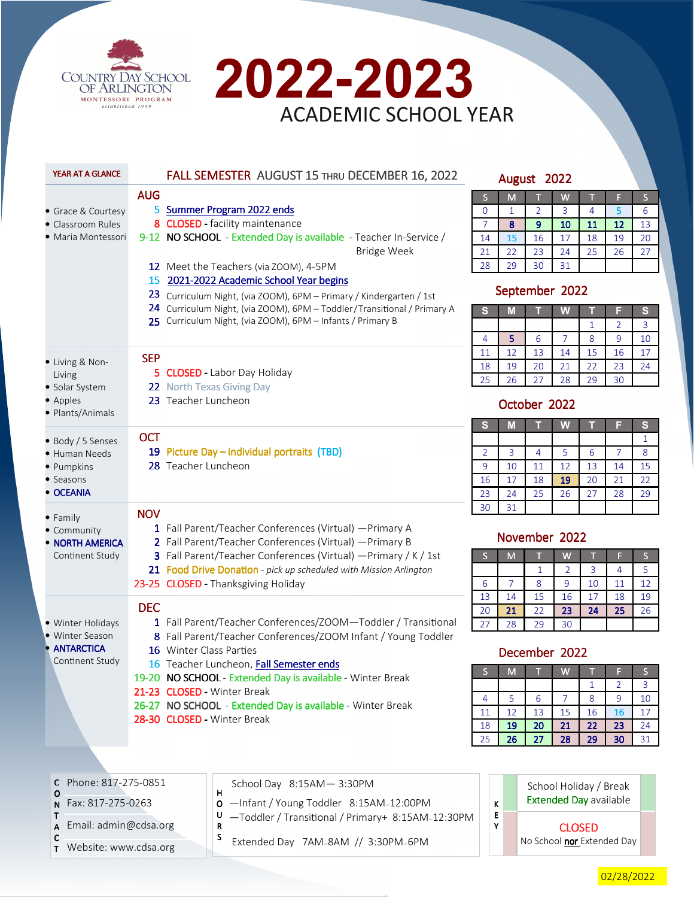COUNTRY DAY SCHOOL OF ARLINGTON
MONTESSORI PROGRAM
established 1959

# 2022-2023

## ACADEMIC SCHOOL YEAR

**YEAR AT A GLANCE**

## FALL SEMESTER AUGUST 15 THRU DECEMBER 16, 2022

### AUG

- Grace & Courtesy
- Classroom Rules
- Maria Montessori

5 Summer Program 2022 ends
8 CLOSED - facility maintenance
9-12 NO SCHOOL - Extended Day is available - Teacher In-Service / Bridge Week
12 Meet the Teachers (via ZOOM), 4-5PM
15 2021-2022 Academic School Year begins
23 Curriculum Night, (via ZOOM), 6PM – Primary / Kindergarten / 1st
24 Curriculum Night, (via ZOOM), 6PM – Toddler/Transitional / Primary A
25 Curriculum Night, (via ZOOM), 6PM – Infants / Primary B

### SEP

- Living & Non-Living
- Solar System
- Apples
- Plants/Animals

5 CLOSED - Labor Day Holiday
22 North Texas Giving Day
23 Teacher Luncheon

### OCT

- Body / 5 Senses
- Human Needs
- Pumpkins
- Seasons
- OCEANIA

19 Picture Day – individual portraits (TBD)
28 Teacher Luncheon

### NOV

- Family
- Community
- NORTH AMERICA Continent Study

1 Fall Parent/Teacher Conferences (Virtual) —Primary A
2 Fall Parent/Teacher Conferences (Virtual) —Primary B
3 Fall Parent/Teacher Conferences (Virtual) —Primary / K / 1st
21 Food Drive Donation - *pick up scheduled with Mission Arlington*
23-25 CLOSED - Thanksgiving Holiday

### DEC

- Winter Holidays
- Winter Season
- ANTARCTICA Continent Study

1 Fall Parent/Teacher Conferences/ZOOM—Toddler / Transitional
8 Fall Parent/Teacher Conferences/ZOOM Infant / Young Toddler
16 Winter Class Parties
16 Teacher Luncheon, Fall Semester ends
19-20 NO SCHOOL - Extended Day is available - Winter Break
21-23 CLOSED - Winter Break
26-27 NO SCHOOL - Extended Day is available - Winter Break
28-30 CLOSED - Winter Break

### August 2022

| S | M | T | W | T | F | S |
|---|---|---|---|---|---|---|
| 0 | 1 | 2 | 3 | 4 | 5 | 6 |
| 7 | 8 | 9 | 10 | 11 | 12 | 13 |
| 14 | 15 | 16 | 17 | 18 | 19 | 20 |
| 21 | 22 | 23 | 24 | 25 | 26 | 27 |
| 28 | 29 | 30 | 31 | | | |

### September 2022

| S | M | T | W | T | F | S |
|---|---|---|---|---|---|---|
| | | | | 1 | 2 | 3 |
| 4 | 5 | 6 | 7 | 8 | 9 | 10 |
| 11 | 12 | 13 | 14 | 15 | 16 | 17 |
| 18 | 19 | 20 | 21 | 22 | 23 | 24 |
| 25 | 26 | 27 | 28 | 29 | 30 | |

### October 2022

| S | M | T | W | T | F | S |
|---|---|---|---|---|---|---|
| | | | | | | 1 |
| 2 | 3 | 4 | 5 | 6 | 7 | 8 |
| 9 | 10 | 11 | 12 | 13 | 14 | 15 |
| 16 | 17 | 18 | 19 | 20 | 21 | 22 |
| 23 | 24 | 25 | 26 | 27 | 28 | 29 |
| 30 | 31 | | | | | |

### November 2022

| S | M | T | W | T | F | S |
|---|---|---|---|---|---|---|
| | | 1 | 2 | 3 | 4 | 5 |
| 6 | 7 | 8 | 9 | 10 | 11 | 12 |
| 13 | 14 | 15 | 16 | 17 | 18 | 19 |
| 20 | 21 | 22 | 23 | 24 | 25 | 26 |
| 27 | 28 | 29 | 30 | | | |

### December 2022

| S | M | T | W | T | F | S |
|---|---|---|---|---|---|---|
| | | | | 1 | 2 | 3 |
| 4 | 5 | 6 | 7 | 8 | 9 | 10 |
| 11 | 12 | 13 | 15 | 16 | 16 | 17 |
| 18 | 19 | 20 | 21 | 22 | 23 | 24 |
| 25 | 26 | 27 | 28 | 29 | 30 | 31 |

**CONTACT**

Phone: 817-275-0851
Fax: 817-275-0263
Email: admin@cdsa.org
Website: www.cdsa.org

**HOURS**

School Day 8:15AM— 3:30PM
—Infant / Young Toddler 8:15AM-12:00PM
—Toddler / Transitional / Primary+ 8:15AM-12:30PM
Extended Day 7AM-8AM // 3:30PM-6PM

**KEY**

School Holiday / Break
Extended Day available

CLOSED
No School **nor** Extended Day

02/28/2022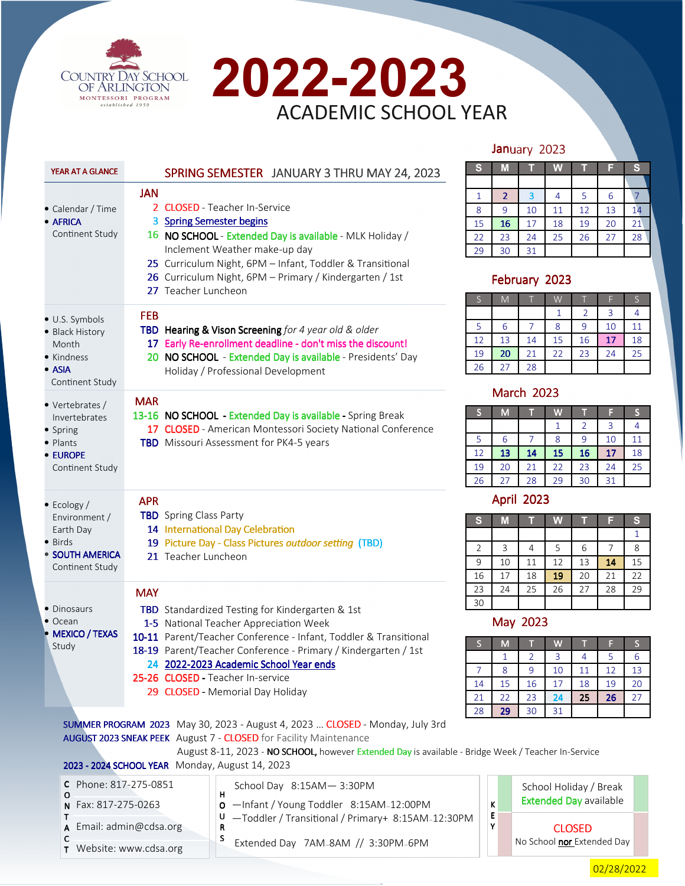Country Day School of Arlington
MONTESSORI PROGRAM
established 1959

# 2022-2023

## ACADEMIC SCHOOL YEAR

**YEAR AT A GLANCE**

## SPRING SEMESTER JANUARY 3 THRU MAY 24, 2023

- Calendar / Time
- **AFRICA** Continent Study

### JAN

- 2 CLOSED - Teacher In-Service
- 3 Spring Semester begins
- 16 NO SCHOOL - Extended Day is available - MLK Holiday / Inclement Weather make-up day
- 25 Curriculum Night, 6PM – Infant, Toddler & Transitional
- 26 Curriculum Night, 6PM – Primary / Kindergarten / 1st
- 27 Teacher Luncheon

- U.S. Symbols
- Black History Month
- Kindness
- **ASIA** Continent Study

### FEB

- TBD **Hearing & Vison Screening** *for 4 year old & older*
- 17 Early Re-enrollment deadline - don't miss the discount!
- 20 NO SCHOOL - Extended Day is available - Presidents' Day Holiday / Professional Development

- Vertebrates / Invertebrates
- Spring
- Plants
- **EUROPE** Continent Study

### MAR

- 13-16 NO SCHOOL - Extended Day is available - Spring Break
- 17 CLOSED - American Montessori Society National Conference
- TBD Missouri Assessment for PK4-5 years

- Ecology / Environment / Earth Day
- Birds
- **SOUTH AMERICA** Continent Study

### APR

- TBD Spring Class Party
- 14 International Day Celebration
- 19 Picture Day - Class Pictures *outdoor setting* (TBD)
- 21 Teacher Luncheon

- Dinosaurs
- Ocean
- **MEXICO / TEXAS** Study

### MAY

- TBD Standardized Testing for Kindergarten & 1st
- 1-5 National Teacher Appreciation Week
- 10-11 Parent/Teacher Conference - Infant, Toddler & Transitional
- 18-19 Parent/Teacher Conference - Primary / Kindergarten / 1st
- 24 2022-2023 Academic School Year ends
- 25-26 CLOSED - Teacher In-service
- 29 CLOSED - Memorial Day Holiday

**SUMMER PROGRAM 2023** May 30, 2023 - August 4, 2023 … CLOSED - Monday, July 3rd

**AUGUST 2023 SNEAK PEEK** August 7 - CLOSED for Facility Maintenance
August 8-11, 2023 - **NO SCHOOL,** however Extended Day is available - Bridge Week / Teacher In-Service

**2023 - 2024 SCHOOL YEAR** Monday, August 14, 2023

### January 2023

| S | M | T | W | T | F | S |
|---|---|---|---|---|---|---|
| | | | | | | |
| 1 | 2 | 3 | 4 | 5 | 6 | 7 |
| 8 | 9 | 10 | 11 | 12 | 13 | 14 |
| 15 | 16 | 17 | 18 | 19 | 20 | 21 |
| 22 | 23 | 24 | 25 | 26 | 27 | 28 |
| 29 | 30 | 31 | | | | |

### February 2023

| S | M | T | W | T | F | S |
|---|---|---|---|---|---|---|
| | | | 1 | 2 | 3 | 4 |
| 5 | 6 | 7 | 8 | 9 | 10 | 11 |
| 12 | 13 | 14 | 15 | 16 | 17 | 18 |
| 19 | 20 | 21 | 22 | 23 | 24 | 25 |
| 26 | 27 | 28 | | | | |

### March 2023

| S | M | T | W | T | F | S |
|---|---|---|---|---|---|---|
| | | | 1 | 2 | 3 | 4 |
| 5 | 6 | 7 | 8 | 9 | 10 | 11 |
| 12 | 13 | 14 | 15 | 16 | 17 | 18 |
| 19 | 20 | 21 | 22 | 23 | 24 | 25 |
| 26 | 27 | 28 | 29 | 30 | 31 | |

### April 2023

| S | M | T | W | T | F | S |
|---|---|---|---|---|---|---|
| | | | | | | 1 |
| 2 | 3 | 4 | 5 | 6 | 7 | 8 |
| 9 | 10 | 11 | 12 | 13 | 14 | 15 |
| 16 | 17 | 18 | 19 | 20 | 21 | 22 |
| 23 | 24 | 25 | 26 | 27 | 28 | 29 |
| 30 | | | | | | |

### May 2023

| S | M | T | W | T | F | S |
|---|---|---|---|---|---|---|
| | 1 | 2 | 3 | 4 | 5 | 6 |
| 7 | 8 | 9 | 10 | 11 | 12 | 13 |
| 14 | 15 | 16 | 17 | 18 | 19 | 20 |
| 21 | 22 | 23 | 24 | 25 | 26 | 27 |
| 28 | 29 | 30 | 31 | | | |

**CONTACT**

- Phone: 817-275-0851
- Fax: 817-275-0263
- Email: admin@cdsa.org
- Website: www.cdsa.org

**HOURS**

School Day 8:15AM— 3:30PM
—Infant / Young Toddler 8:15AM-12:00PM
—Toddler / Transitional / Primary+ 8:15AM-12:30PM
Extended Day 7AM-8AM // 3:30PM-6PM

**KEY**

- School Holiday / Break — Extended Day available
- CLOSED — No School **nor** Extended Day

02/28/2022